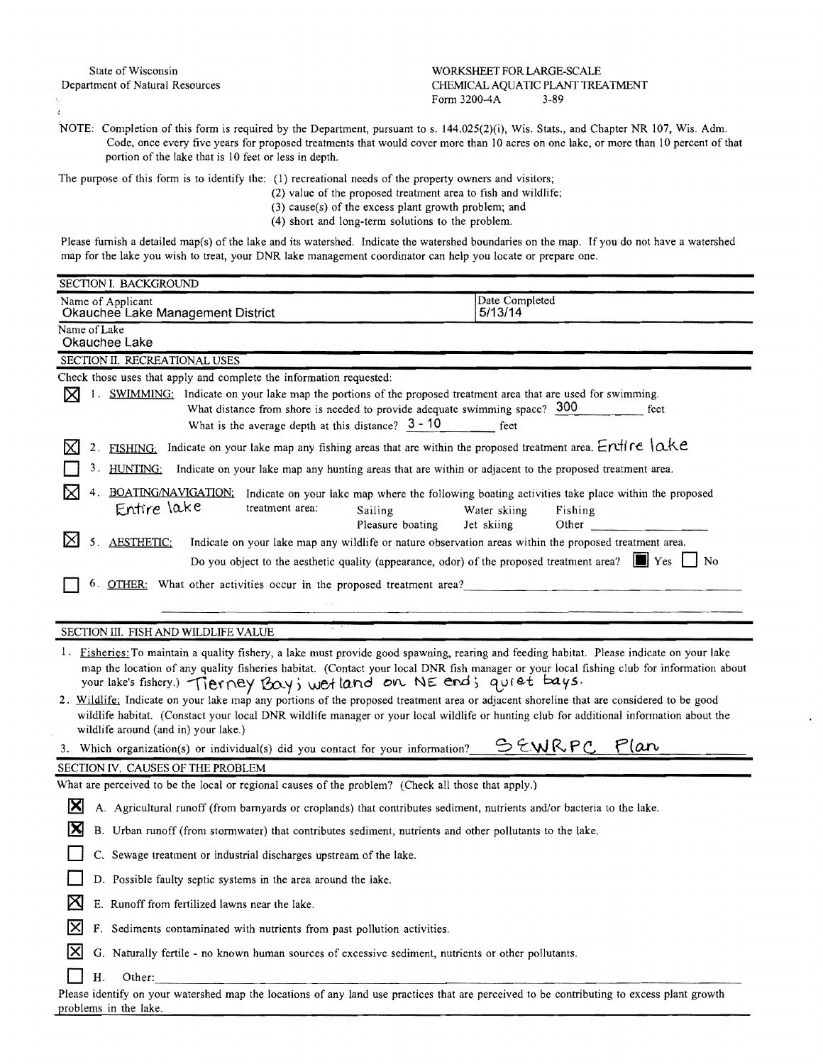State of Wisconsin
Department of Natural Resources

WORKSHEET FOR LARGE-SCALE
CHEMICAL AQUATIC PLANT TREATMENT
Form 3200-4A 3-89

NOTE: Completion of this form is required by the Department, pursuant to s. 144.025(2)(i), Wis. Stats., and Chapter NR 107, Wis. Adm. Code, once every five years for proposed treatments that would cover more than 10 acres on one lake, or more than 10 percent of that portion of the lake that is 10 feet or less in depth.

The purpose of this form is to identify the: (1) recreational needs of the property owners and visitors;
(2) value of the proposed treatment area to fish and wildlife;
(3) cause(s) of the excess plant growth problem; and
(4) short and long-term solutions to the problem.

Please furnish a detailed map(s) of the lake and its watershed. Indicate the watershed boundaries on the map. If you do not have a watershed map for the lake you wish to treat, your DNR lake management coordinator can help you locate or prepare one.

## SECTION I. BACKGROUND

| Name of Applicant | Date Completed |
|---|---|
| Okauchee Lake Management District | 5/13/14 |

Name of Lake
Okauchee Lake

## SECTION II. RECREATIONAL USES

Check those uses that apply and complete the information requested:

- [x] 1. SWIMMING: Indicate on your lake map the portions of the proposed treatment area that are used for swimming.
  What distance from shore is needed to provide adequate swimming space? 300 feet
  What is the average depth at this distance? 3 - 10 feet
- [x] 2. FISHING: Indicate on your lake map any fishing areas that are within the proposed treatment area. Entire lake
- [ ] 3. HUNTING: Indicate on your lake map any hunting areas that are within or adjacent to the proposed treatment area.
- [x] 4. BOATING/NAVIGATION: Indicate on your lake map where the following boating activities take place within the proposed treatment area: Entire lake
  Sailing — Water skiing — Fishing
  Pleasure boating — Jet skiing — Other ______
- [x] 5. AESTHETIC: Indicate on your lake map any wildlife or nature observation areas within the proposed treatment area.
  Do you object to the aesthetic quality (appearance, odor) of the proposed treatment area? ■ Yes ☐ No
- [ ] 6. OTHER: What other activities occur in the proposed treatment area? ______

## SECTION III. FISH AND WILDLIFE VALUE

1. Fisheries: To maintain a quality fishery, a lake must provide good spawning, rearing and feeding habitat. Please indicate on your lake map the location of any quality fisheries habitat. (Contact your local DNR fish manager or your local fishing club for information about your lake's fishery.) Tierney Bay; wetland on NE end; quiet bays.
2. Wildlife: Indicate on your lake map any portions of the proposed treatment area or adjacent shoreline that are considered to be good wildlife habitat. (Contact your local DNR wildlife manager or your local wildlife or hunting club for additional information about the wildlife around (and in) your lake.)
3. Which organization(s) or individual(s) did you contact for your information? SEWRPC Plan

## SECTION IV. CAUSES OF THE PROBLEM

What are perceived to be the local or regional causes of the problem? (Check all those that apply.)

- [x] A. Agricultural runoff (from barnyards or croplands) that contributes sediment, nutrients and/or bacteria to the lake.
- [x] B. Urban runoff (from stormwater) that contributes sediment, nutrients and other pollutants to the lake.
- [ ] C. Sewage treatment or industrial discharges upstream of the lake.
- [ ] D. Possible faulty septic systems in the area around the lake.
- [x] E. Runoff from fertilized lawns near the lake.
- [x] F. Sediments contaminated with nutrients from past pollution activities.
- [x] G. Naturally fertile - no known human sources of excessive sediment, nutrients or other pollutants.
- [ ] H. Other: ______

Please identify on your watershed map the locations of any land use practices that are perceived to be contributing to excess plant growth problems in the lake.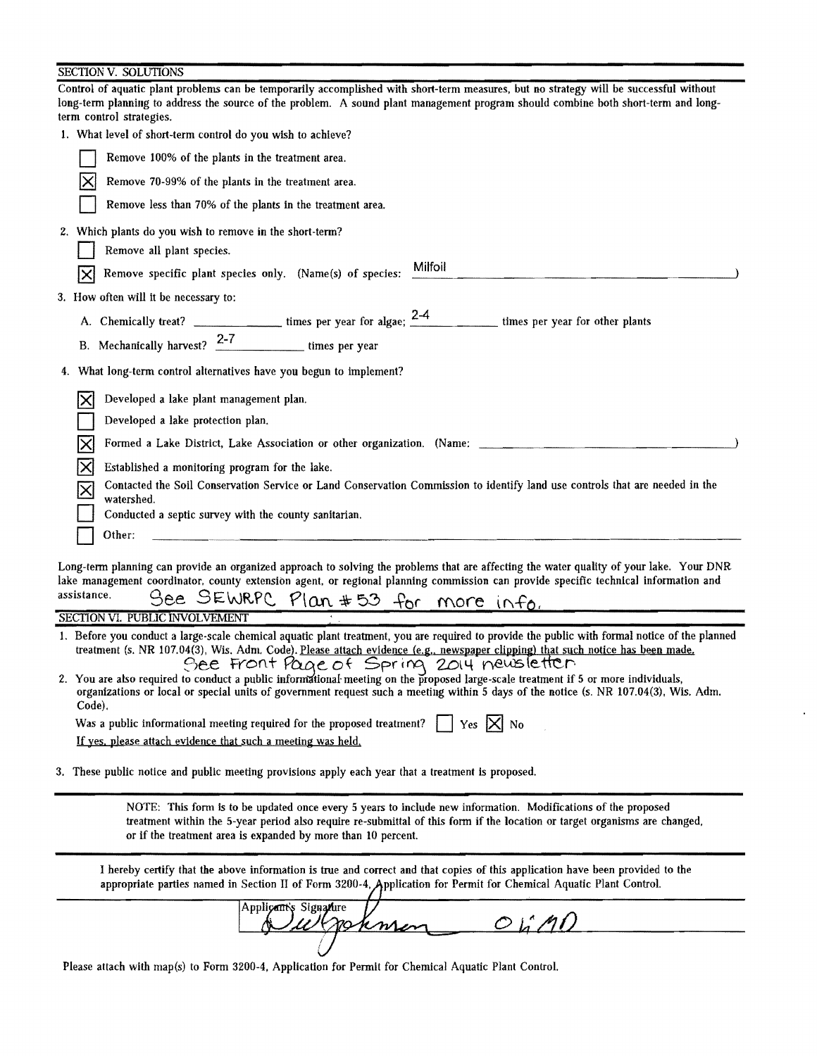## SECTION V. SOLUTIONS

Control of aquatic plant problems can be temporarily accomplished with short-term measures, but no strategy will be successful without long-term planning to address the source of the problem. A sound plant management program should combine both short-term and long-term control strategies.

1. What level of short-term control do you wish to achieve?

   - [ ] Remove 100% of the plants in the treatment area.
   - [x] Remove 70-99% of the plants in the treatment area.
   - [ ] Remove less than 70% of the plants in the treatment area.

2. Which plants do you wish to remove in the short-term?

   - [ ] Remove all plant species.
   - [x] Remove specific plant species only. (Name(s) of species: Milfoil )

3. How often will it be necessary to:

   A. Chemically treat? ______ times per year for algae; 2-4 ______ times per year for other plants

   B. Mechanically harvest? 2-7 ______ times per year

4. What long-term control alternatives have you begun to implement?

   - [x] Developed a lake plant management plan.
   - [ ] Developed a lake protection plan.
   - [x] Formed a Lake District, Lake Association or other organization. (Name: ______ )
   - [x] Established a monitoring program for the lake.
   - [x] Contacted the Soil Conservation Service or Land Conservation Commission to identify land use controls that are needed in the watershed.
   - [ ] Conducted a septic survey with the county sanitarian.
   - [ ] Other: ______

Long-term planning can provide an organized approach to solving the problems that are affecting the water quality of your lake. Your DNR lake management coordinator, county extension agent, or regional planning commission can provide specific technical information and assistance. See SEWRPC Plan #53 for more info.

## SECTION VI. PUBLIC INVOLVEMENT

1. Before you conduct a large-scale chemical aquatic plant treatment, you are required to provide the public with formal notice of the planned treatment (s. NR 107.04(3), Wis. Adm. Code). Please attach evidence (e.g., newspaper clipping) that such notice has been made.

   See Front Page of Spring 2014 newsletter

2. You are also required to conduct a public informational meeting on the proposed large-scale treatment if 5 or more individuals, organizations or local or special units of government request such a meeting within 5 days of the notice (s. NR 107.04(3), Wis. Adm. Code).

   Was a public informational meeting required for the proposed treatment? [ ] Yes [x] No

   If yes, please attach evidence that such a meeting was held.

3. These public notice and public meeting provisions apply each year that a treatment is proposed.

NOTE: This form is to be updated once every 5 years to include new information. Modifications of the proposed treatment within the 5-year period also require re-submittal of this form if the location or target organisms are changed, or if the treatment area is expanded by more than 10 percent.

I hereby certify that the above information is true and correct and that copies of this application have been provided to the appropriate parties named in Section II of Form 3200-4, Application for Permit for Chemical Aquatic Plant Control.

Applicant's Signature

Dul Jakman 01/10

Please attach with map(s) to Form 3200-4, Application for Permit for Chemical Aquatic Plant Control.